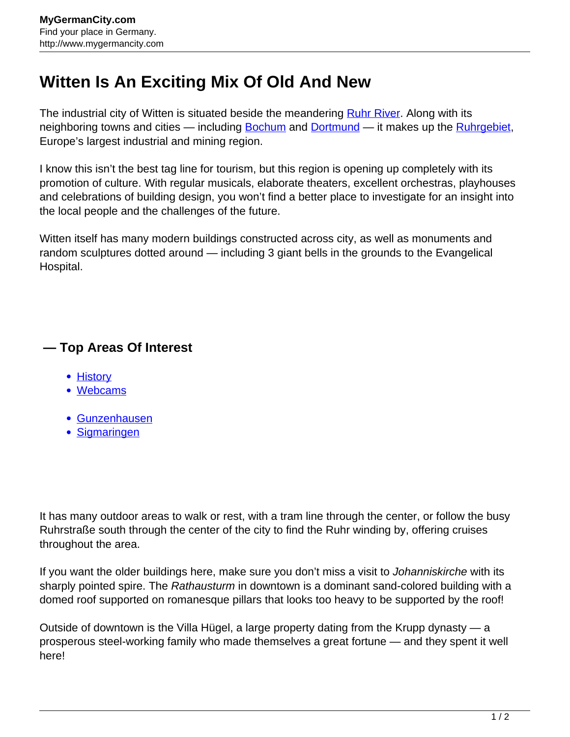MyGermanCity.com
Find your place in Germany.
http://www.mygermancity.com

# Witten Is An Exciting Mix Of Old And New

The industrial city of Witten is situated beside the meandering Ruhr River. Along with its neighboring towns and cities — including Bochum and Dortmund — it makes up the Ruhrgebiet, Europe's largest industrial and mining region.

I know this isn't the best tag line for tourism, but this region is opening up completely with its promotion of culture. With regular musicals, elaborate theaters, excellent orchestras, playhouses and celebrations of building design, you won't find a better place to investigate for an insight into the local people and the challenges of the future.

Witten itself has many modern buildings constructed across city, as well as monuments and random sculptures dotted around — including 3 giant bells in the grounds to the Evangelical Hospital.

### — Top Areas Of Interest

- History
- Webcams

- Gunzenhausen
- Sigmaringen

It has many outdoor areas to walk or rest, with a tram line through the center, or follow the busy Ruhrstraße south through the center of the city to find the Ruhr winding by, offering cruises throughout the area.

If you want the older buildings here, make sure you don't miss a visit to *Johanniskirche* with its sharply pointed spire. The *Rathausturm* in downtown is a dominant sand-colored building with a domed roof supported on romanesque pillars that looks too heavy to be supported by the roof!

Outside of downtown is the Villa Hügel, a large property dating from the Krupp dynasty — a prosperous steel-working family who made themselves a great fortune — and they spent it well here!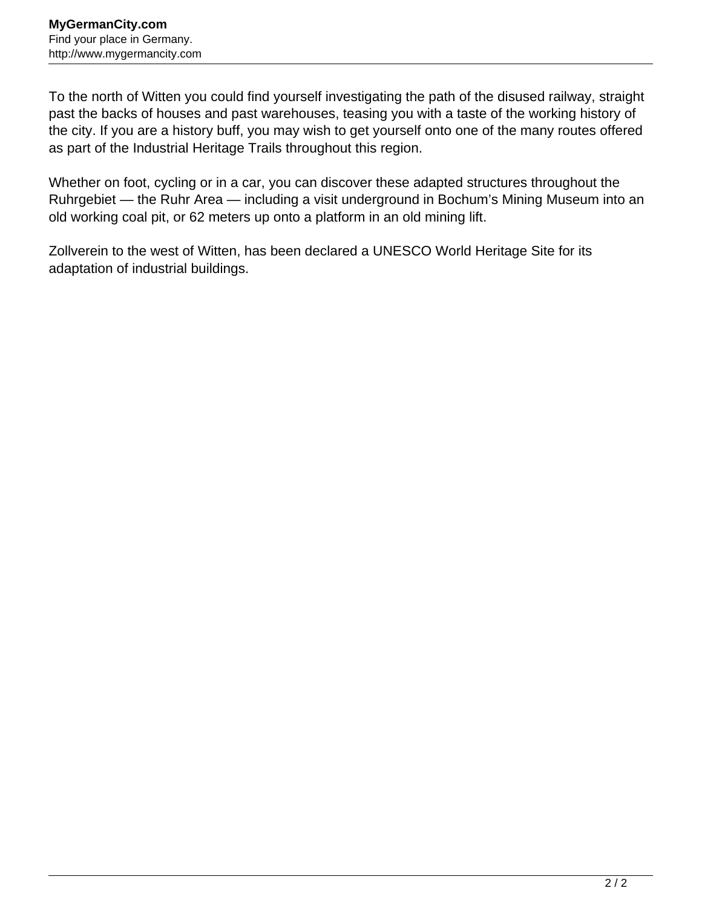To the north of Witten you could find yourself investigating the path of the disused railway, straight past the backs of houses and past warehouses, teasing you with a taste of the working history of the city. If you are a history buff, you may wish to get yourself onto one of the many routes offered as part of the Industrial Heritage Trails throughout this region.

Whether on foot, cycling or in a car, you can discover these adapted structures throughout the Ruhrgebiet — the Ruhr Area — including a visit underground in Bochum's Mining Museum into an old working coal pit, or 62 meters up onto a platform in an old mining lift.

Zollverein to the west of Witten, has been declared a UNESCO World Heritage Site for its adaptation of industrial buildings.